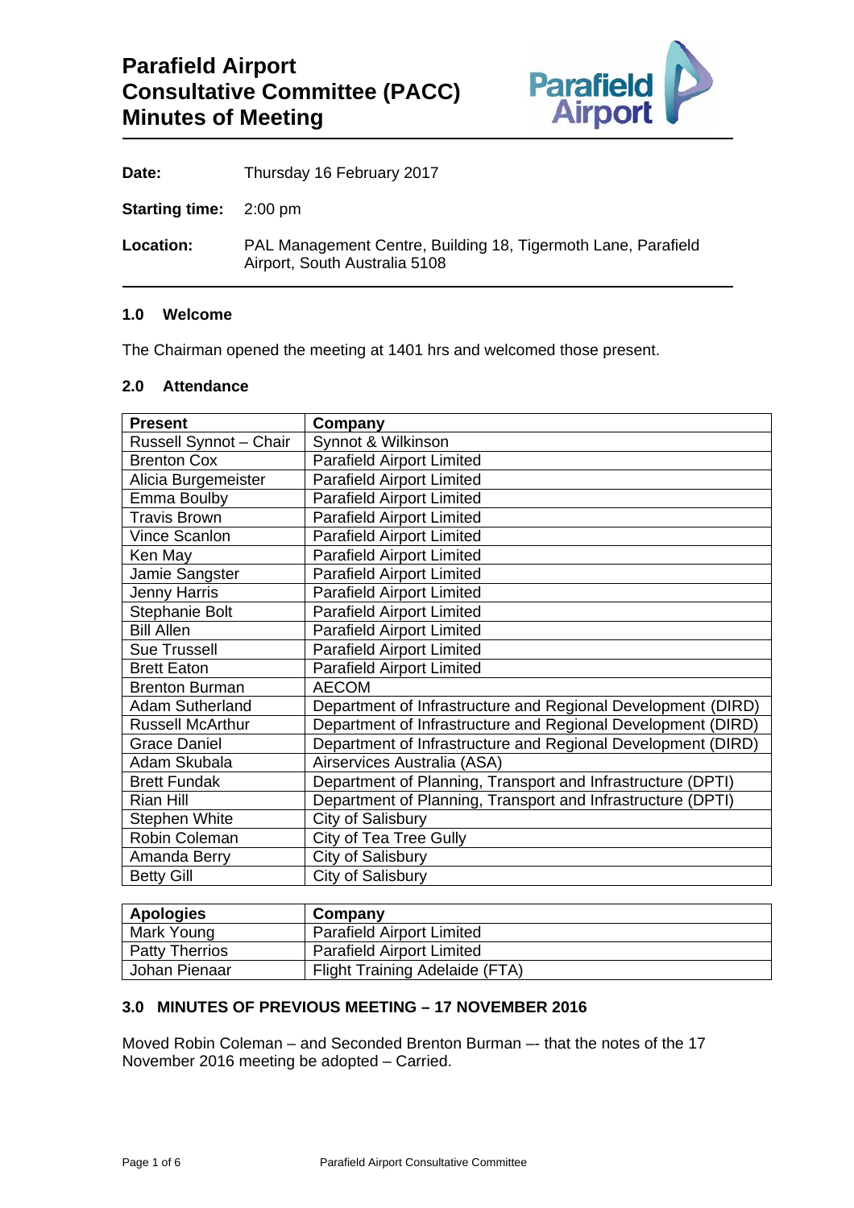# Parafield Airport Consultative Committee (PACC) Minutes of Meeting

**Date:** Thursday 16 February 2017

**Starting time:** 2:00 pm

**Location:** PAL Management Centre, Building 18, Tigermoth Lane, Parafield Airport, South Australia 5108

### 1.0 Welcome

The Chairman opened the meeting at 1401 hrs and welcomed those present.

### 2.0 Attendance

| Present | Company |
|---|---|
| Russell Synnot – Chair | Synnot & Wilkinson |
| Brenton Cox | Parafield Airport Limited |
| Alicia Burgemeister | Parafield Airport Limited |
| Emma Boulby | Parafield Airport Limited |
| Travis Brown | Parafield Airport Limited |
| Vince Scanlon | Parafield Airport Limited |
| Ken May | Parafield Airport Limited |
| Jamie Sangster | Parafield Airport Limited |
| Jenny Harris | Parafield Airport Limited |
| Stephanie Bolt | Parafield Airport Limited |
| Bill Allen | Parafield Airport Limited |
| Sue Trussell | Parafield Airport Limited |
| Brett Eaton | Parafield Airport Limited |
| Brenton Burman | AECOM |
| Adam Sutherland | Department of Infrastructure and Regional Development (DIRD) |
| Russell McArthur | Department of Infrastructure and Regional Development (DIRD) |
| Grace Daniel | Department of Infrastructure and Regional Development (DIRD) |
| Adam Skubala | Airservices Australia (ASA) |
| Brett Fundak | Department of Planning, Transport and Infrastructure (DPTI) |
| Rian Hill | Department of Planning, Transport and Infrastructure (DPTI) |
| Stephen White | City of Salisbury |
| Robin Coleman | City of Tea Tree Gully |
| Amanda Berry | City of Salisbury |
| Betty Gill | City of Salisbury |

| Apologies | Company |
|---|---|
| Mark Young | Parafield Airport Limited |
| Patty Therrios | Parafield Airport Limited |
| Johan Pienaar | Flight Training Adelaide (FTA) |

### 3.0 MINUTES OF PREVIOUS MEETING – 17 NOVEMBER 2016

Moved Robin Coleman – and Seconded Brenton Burman –- that the notes of the 17 November 2016 meeting be adopted – Carried.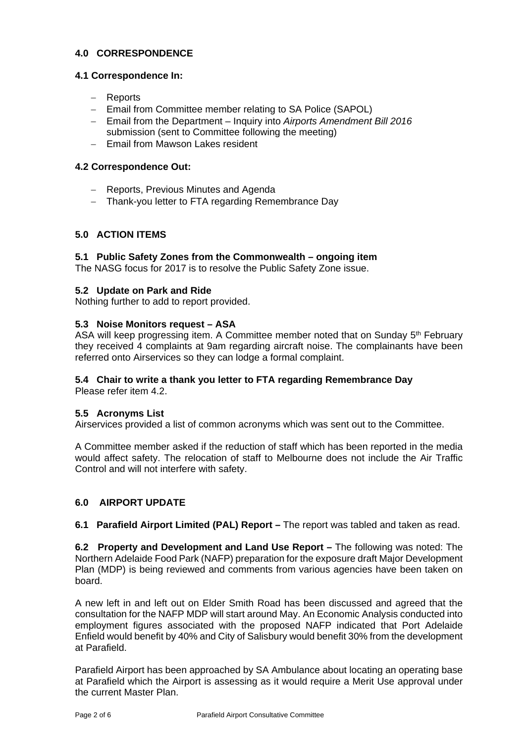## 4.0 CORRESPONDENCE

### 4.1 Correspondence In:

- Reports
- Email from Committee member relating to SA Police (SAPOL)
- Email from the Department – Inquiry into *Airports Amendment Bill 2016* submission (sent to Committee following the meeting)
- Email from Mawson Lakes resident

### 4.2 Correspondence Out:

- Reports, Previous Minutes and Agenda
- Thank-you letter to FTA regarding Remembrance Day

## 5.0 ACTION ITEMS

### 5.1 Public Safety Zones from the Commonwealth – ongoing item

The NASG focus for 2017 is to resolve the Public Safety Zone issue.

### 5.2 Update on Park and Ride

Nothing further to add to report provided.

### 5.3 Noise Monitors request – ASA

ASA will keep progressing item. A Committee member noted that on Sunday 5th February they received 4 complaints at 9am regarding aircraft noise. The complainants have been referred onto Airservices so they can lodge a formal complaint.

### 5.4 Chair to write a thank you letter to FTA regarding Remembrance Day

Please refer item 4.2.

### 5.5 Acronyms List

Airservices provided a list of common acronyms which was sent out to the Committee.

A Committee member asked if the reduction of staff which has been reported in the media would affect safety. The relocation of staff to Melbourne does not include the Air Traffic Control and will not interfere with safety.

## 6.0 AIRPORT UPDATE

**6.1 Parafield Airport Limited (PAL) Report –** The report was tabled and taken as read.

**6.2 Property and Development and Land Use Report –** The following was noted: The Northern Adelaide Food Park (NAFP) preparation for the exposure draft Major Development Plan (MDP) is being reviewed and comments from various agencies have been taken on board.

A new left in and left out on Elder Smith Road has been discussed and agreed that the consultation for the NAFP MDP will start around May. An Economic Analysis conducted into employment figures associated with the proposed NAFP indicated that Port Adelaide Enfield would benefit by 40% and City of Salisbury would benefit 30% from the development at Parafield.

Parafield Airport has been approached by SA Ambulance about locating an operating base at Parafield which the Airport is assessing as it would require a Merit Use approval under the current Master Plan.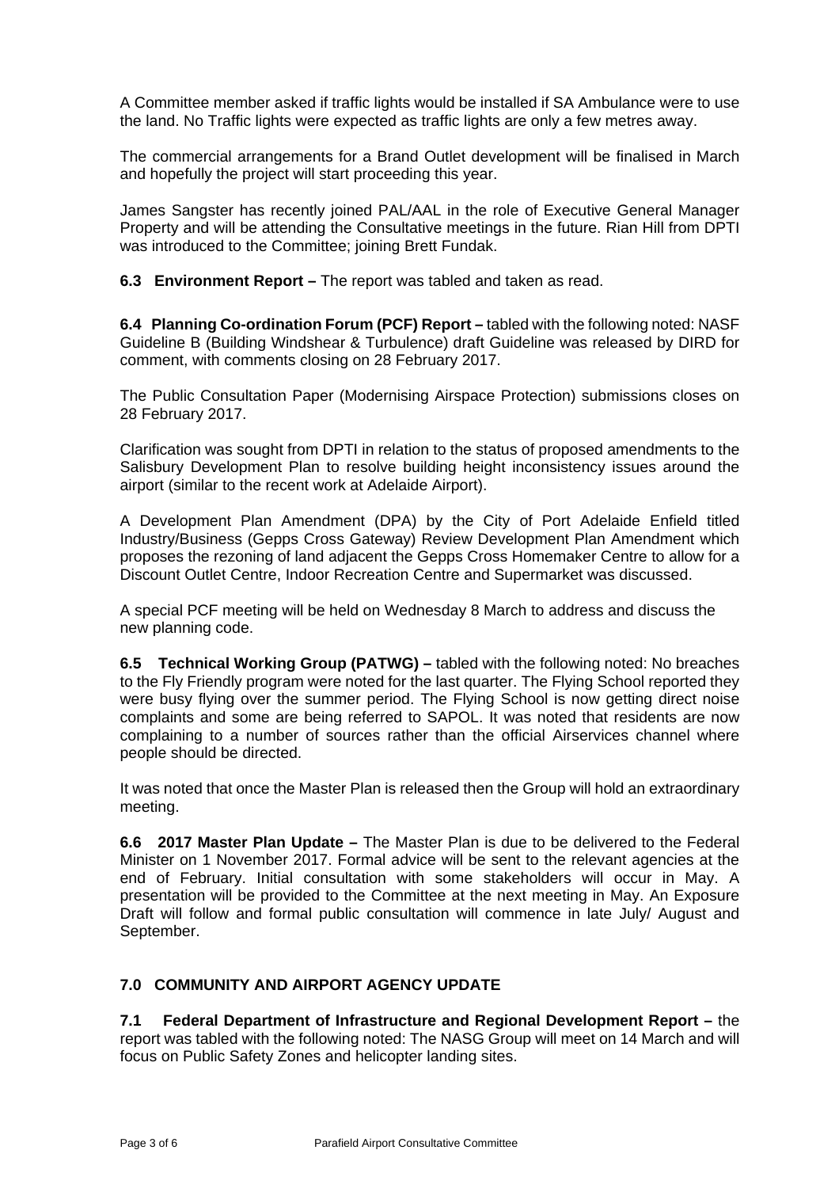A Committee member asked if traffic lights would be installed if SA Ambulance were to use the land. No Traffic lights were expected as traffic lights are only a few metres away.

The commercial arrangements for a Brand Outlet development will be finalised in March and hopefully the project will start proceeding this year.

James Sangster has recently joined PAL/AAL in the role of Executive General Manager Property and will be attending the Consultative meetings in the future. Rian Hill from DPTI was introduced to the Committee; joining Brett Fundak.

**6.3 Environment Report –** The report was tabled and taken as read.

**6.4 Planning Co-ordination Forum (PCF) Report –** tabled with the following noted: NASF Guideline B (Building Windshear & Turbulence) draft Guideline was released by DIRD for comment, with comments closing on 28 February 2017.

The Public Consultation Paper (Modernising Airspace Protection) submissions closes on 28 February 2017.

Clarification was sought from DPTI in relation to the status of proposed amendments to the Salisbury Development Plan to resolve building height inconsistency issues around the airport (similar to the recent work at Adelaide Airport).

A Development Plan Amendment (DPA) by the City of Port Adelaide Enfield titled Industry/Business (Gepps Cross Gateway) Review Development Plan Amendment which proposes the rezoning of land adjacent the Gepps Cross Homemaker Centre to allow for a Discount Outlet Centre, Indoor Recreation Centre and Supermarket was discussed.

A special PCF meeting will be held on Wednesday 8 March to address and discuss the new planning code.

**6.5 Technical Working Group (PATWG) –** tabled with the following noted: No breaches to the Fly Friendly program were noted for the last quarter. The Flying School reported they were busy flying over the summer period. The Flying School is now getting direct noise complaints and some are being referred to SAPOL. It was noted that residents are now complaining to a number of sources rather than the official Airservices channel where people should be directed.

It was noted that once the Master Plan is released then the Group will hold an extraordinary meeting.

**6.6 2017 Master Plan Update –** The Master Plan is due to be delivered to the Federal Minister on 1 November 2017. Formal advice will be sent to the relevant agencies at the end of February. Initial consultation with some stakeholders will occur in May. A presentation will be provided to the Committee at the next meeting in May. An Exposure Draft will follow and formal public consultation will commence in late July/ August and September.

## 7.0 COMMUNITY AND AIRPORT AGENCY UPDATE

**7.1 Federal Department of Infrastructure and Regional Development Report –** the report was tabled with the following noted: The NASG Group will meet on 14 March and will focus on Public Safety Zones and helicopter landing sites.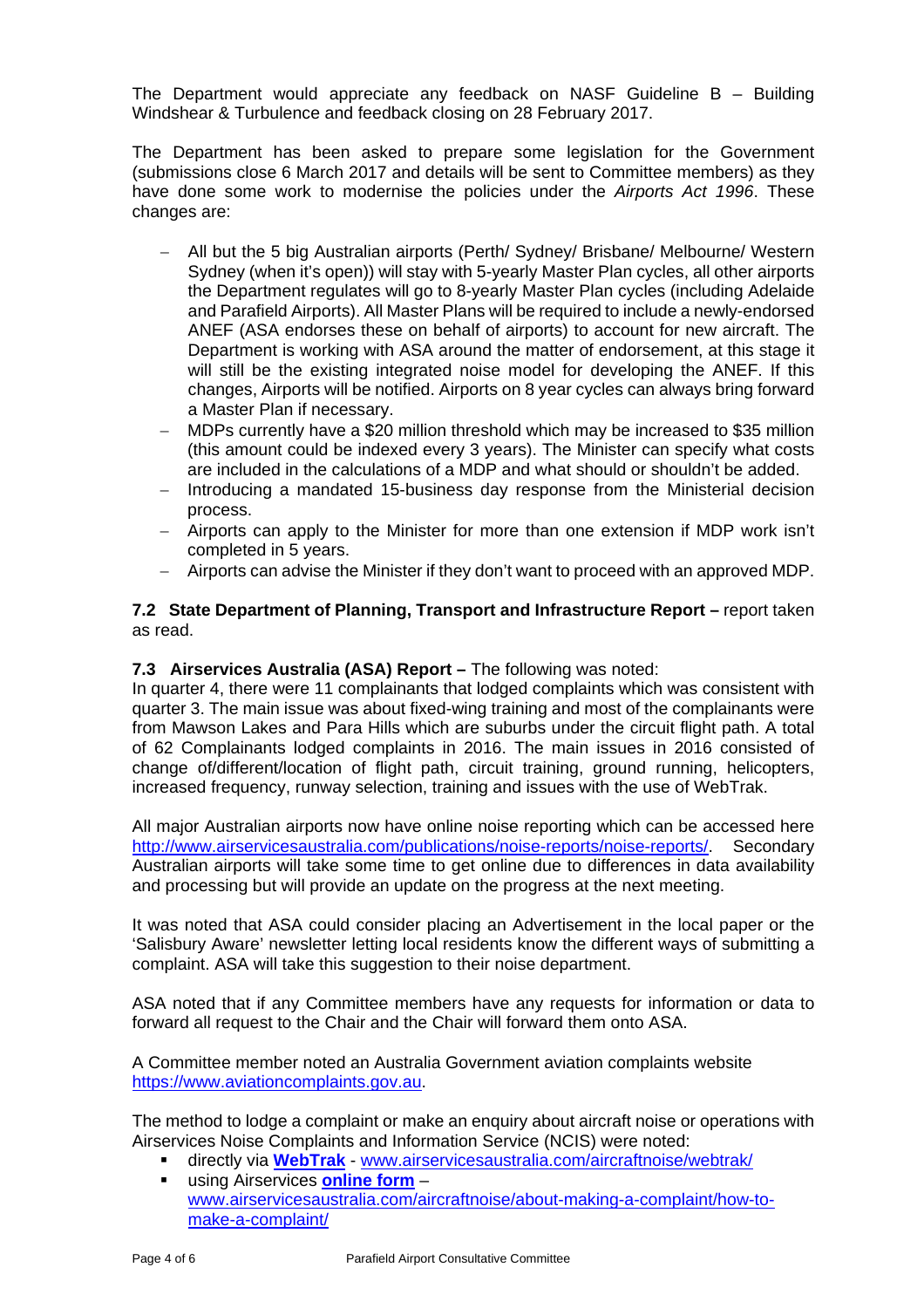The Department would appreciate any feedback on NASF Guideline B – Building Windshear & Turbulence and feedback closing on 28 February 2017.

The Department has been asked to prepare some legislation for the Government (submissions close 6 March 2017 and details will be sent to Committee members) as they have done some work to modernise the policies under the *Airports Act 1996*. These changes are:

- All but the 5 big Australian airports (Perth/ Sydney/ Brisbane/ Melbourne/ Western Sydney (when it's open)) will stay with 5-yearly Master Plan cycles, all other airports the Department regulates will go to 8-yearly Master Plan cycles (including Adelaide and Parafield Airports). All Master Plans will be required to include a newly-endorsed ANEF (ASA endorses these on behalf of airports) to account for new aircraft. The Department is working with ASA around the matter of endorsement, at this stage it will still be the existing integrated noise model for developing the ANEF. If this changes, Airports will be notified. Airports on 8 year cycles can always bring forward a Master Plan if necessary.
- MDPs currently have a $20 million threshold which may be increased to $35 million (this amount could be indexed every 3 years). The Minister can specify what costs are included in the calculations of a MDP and what should or shouldn't be added.
- Introducing a mandated 15-business day response from the Ministerial decision process.
- Airports can apply to the Minister for more than one extension if MDP work isn't completed in 5 years.
- Airports can advise the Minister if they don't want to proceed with an approved MDP.

**7.2 State Department of Planning, Transport and Infrastructure Report –** report taken as read.

**7.3 Airservices Australia (ASA) Report –** The following was noted:
In quarter 4, there were 11 complainants that lodged complaints which was consistent with quarter 3. The main issue was about fixed-wing training and most of the complainants were from Mawson Lakes and Para Hills which are suburbs under the circuit flight path. A total of 62 Complainants lodged complaints in 2016. The main issues in 2016 consisted of change of/different/location of flight path, circuit training, ground running, helicopters, increased frequency, runway selection, training and issues with the use of WebTrak.

All major Australian airports now have online noise reporting which can be accessed here http://www.airservicesaustralia.com/publications/noise-reports/noise-reports/. Secondary Australian airports will take some time to get online due to differences in data availability and processing but will provide an update on the progress at the next meeting.

It was noted that ASA could consider placing an Advertisement in the local paper or the 'Salisbury Aware' newsletter letting local residents know the different ways of submitting a complaint. ASA will take this suggestion to their noise department.

ASA noted that if any Committee members have any requests for information or data to forward all request to the Chair and the Chair will forward them onto ASA.

A Committee member noted an Australia Government aviation complaints website https://www.aviationcomplaints.gov.au.

The method to lodge a complaint or make an enquiry about aircraft noise or operations with Airservices Noise Complaints and Information Service (NCIS) were noted:

- directly via **WebTrak** - www.airservicesaustralia.com/aircraftnoise/webtrak/
- using Airservices **online form** – www.airservicesaustralia.com/aircraftnoise/about-making-a-complaint/how-to-make-a-complaint/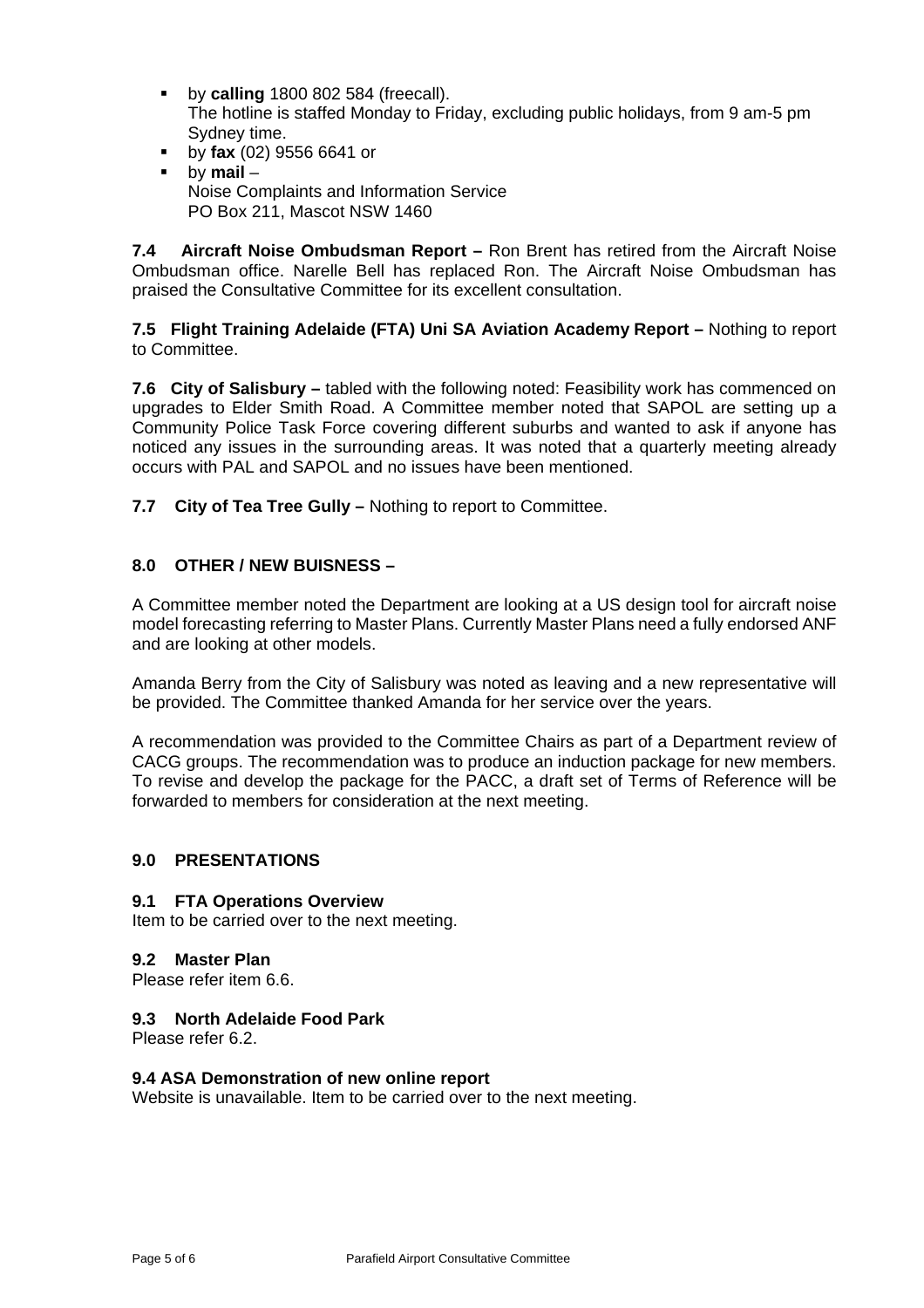- by **calling** 1800 802 584 (freecall).
  The hotline is staffed Monday to Friday, excluding public holidays, from 9 am-5 pm Sydney time.
- by **fax** (02) 9556 6641 or
- by **mail** –
  Noise Complaints and Information Service
  PO Box 211, Mascot NSW 1460

**7.4 Aircraft Noise Ombudsman Report –** Ron Brent has retired from the Aircraft Noise Ombudsman office. Narelle Bell has replaced Ron. The Aircraft Noise Ombudsman has praised the Consultative Committee for its excellent consultation.

**7.5 Flight Training Adelaide (FTA) Uni SA Aviation Academy Report –** Nothing to report to Committee.

**7.6 City of Salisbury –** tabled with the following noted: Feasibility work has commenced on upgrades to Elder Smith Road. A Committee member noted that SAPOL are setting up a Community Police Task Force covering different suburbs and wanted to ask if anyone has noticed any issues in the surrounding areas. It was noted that a quarterly meeting already occurs with PAL and SAPOL and no issues have been mentioned.

**7.7 City of Tea Tree Gully –** Nothing to report to Committee.

## 8.0 OTHER / NEW BUISNESS –

A Committee member noted the Department are looking at a US design tool for aircraft noise model forecasting referring to Master Plans. Currently Master Plans need a fully endorsed ANF and are looking at other models.

Amanda Berry from the City of Salisbury was noted as leaving and a new representative will be provided. The Committee thanked Amanda for her service over the years.

A recommendation was provided to the Committee Chairs as part of a Department review of CACG groups. The recommendation was to produce an induction package for new members. To revise and develop the package for the PACC, a draft set of Terms of Reference will be forwarded to members for consideration at the next meeting.

## 9.0 PRESENTATIONS

### 9.1 FTA Operations Overview

Item to be carried over to the next meeting.

### 9.2 Master Plan

Please refer item 6.6.

### 9.3 North Adelaide Food Park

Please refer 6.2.

### 9.4 ASA Demonstration of new online report

Website is unavailable. Item to be carried over to the next meeting.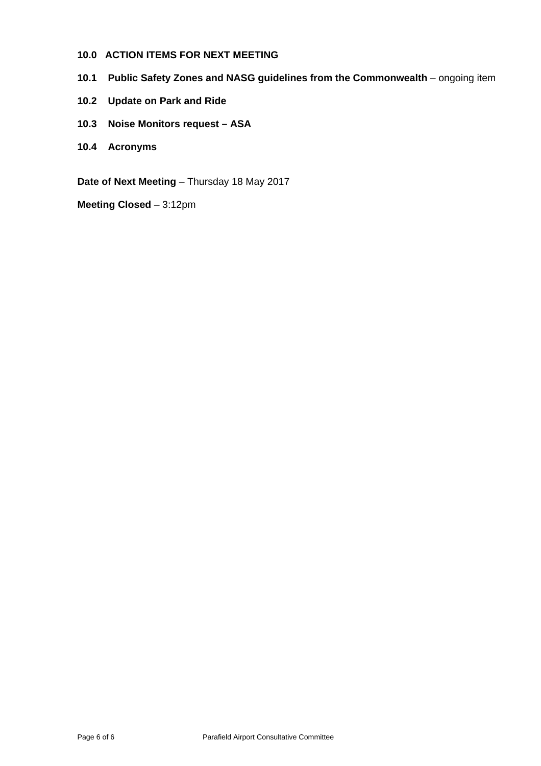## 10.0 ACTION ITEMS FOR NEXT MEETING

**10.1 Public Safety Zones and NASG guidelines from the Commonwealth** – ongoing item

**10.2 Update on Park and Ride**

**10.3 Noise Monitors request – ASA**

**10.4 Acronyms**

**Date of Next Meeting** – Thursday 18 May 2017

**Meeting Closed** – 3:12pm